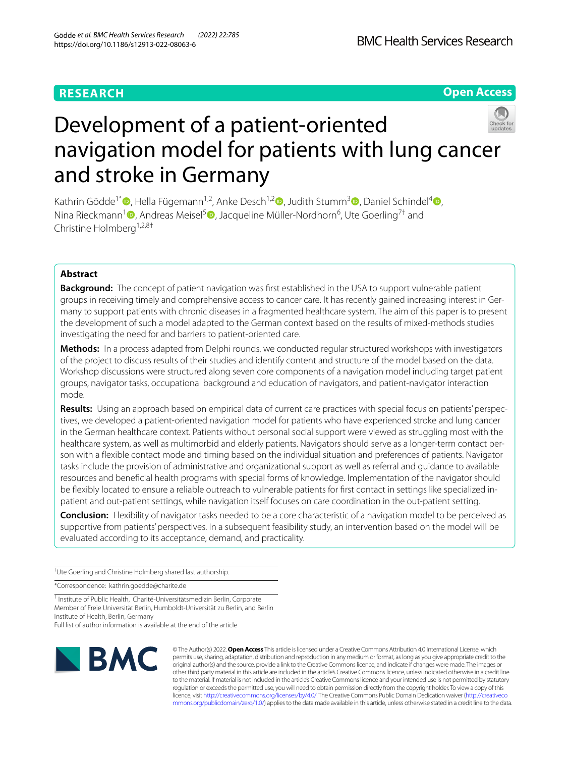RESEARCH

Open Access

# Development of a patient-oriented navigation model for patients with lung cancer and stroke in Germany

Kathrin Gödde[1*], Hella Fügemann[1,2], Anke Desch[1,2], Judith Stumm[3], Daniel Schindel[4], Nina Rieckmann[1], Andreas Meisel[5], Jacqueline Müller-Nordhorn[6], Ute Goerling[7†] and Christine Holmberg[1,2,8†]

## Abstract

**Background:** The concept of patient navigation was first established in the USA to support vulnerable patient groups in receiving timely and comprehensive access to cancer care. It has recently gained increasing interest in Germany to support patients with chronic diseases in a fragmented healthcare system. The aim of this paper is to present the development of such a model adapted to the German context based on the results of mixed-methods studies investigating the need for and barriers to patient-oriented care.

**Methods:** In a process adapted from Delphi rounds, we conducted regular structured workshops with investigators of the project to discuss results of their studies and identify content and structure of the model based on the data. Workshop discussions were structured along seven core components of a navigation model including target patient groups, navigator tasks, occupational background and education of navigators, and patient-navigator interaction mode.

**Results:** Using an approach based on empirical data of current care practices with special focus on patients' perspectives, we developed a patient-oriented navigation model for patients who have experienced stroke and lung cancer in the German healthcare context. Patients without personal social support were viewed as struggling most with the healthcare system, as well as multimorbid and elderly patients. Navigators should serve as a longer-term contact person with a flexible contact mode and timing based on the individual situation and preferences of patients. Navigator tasks include the provision of administrative and organizational support as well as referral and guidance to available resources and beneficial health programs with special forms of knowledge. Implementation of the navigator should be flexibly located to ensure a reliable outreach to vulnerable patients for first contact in settings like specialized in-patient and out-patient settings, while navigation itself focuses on care coordination in the out-patient setting.

**Conclusion:** Flexibility of navigator tasks needed to be a core characteristic of a navigation model to be perceived as supportive from patients' perspectives. In a subsequent feasibility study, an intervention based on the model will be evaluated according to its acceptance, demand, and practicality.

†Ute Goerling and Christine Holmberg shared last authorship.

*Correspondence: kathrin.goedde@charite.de

[1] Institute of Public Health, Charité-Universitätsmedizin Berlin, Corporate Member of Freie Universität Berlin, Humboldt-Universität zu Berlin, and Berlin Institute of Health, Berlin, Germany

Full list of author information is available at the end of the article

© The Author(s) 2022. **Open Access** This article is licensed under a Creative Commons Attribution 4.0 International License, which permits use, sharing, adaptation, distribution and reproduction in any medium or format, as long as you give appropriate credit to the original author(s) and the source, provide a link to the Creative Commons licence, and indicate if changes were made. The images or other third party material in this article are included in the article's Creative Commons licence, unless indicated otherwise in a credit line to the material. If material is not included in the article's Creative Commons licence and your intended use is not permitted by statutory regulation or exceeds the permitted use, you will need to obtain permission directly from the copyright holder. To view a copy of this licence, visit http://creativecommons.org/licenses/by/4.0/. The Creative Commons Public Domain Dedication waiver (http://creativecommons.org/publicdomain/zero/1.0/) applies to the data made available in this article, unless otherwise stated in a credit line to the data.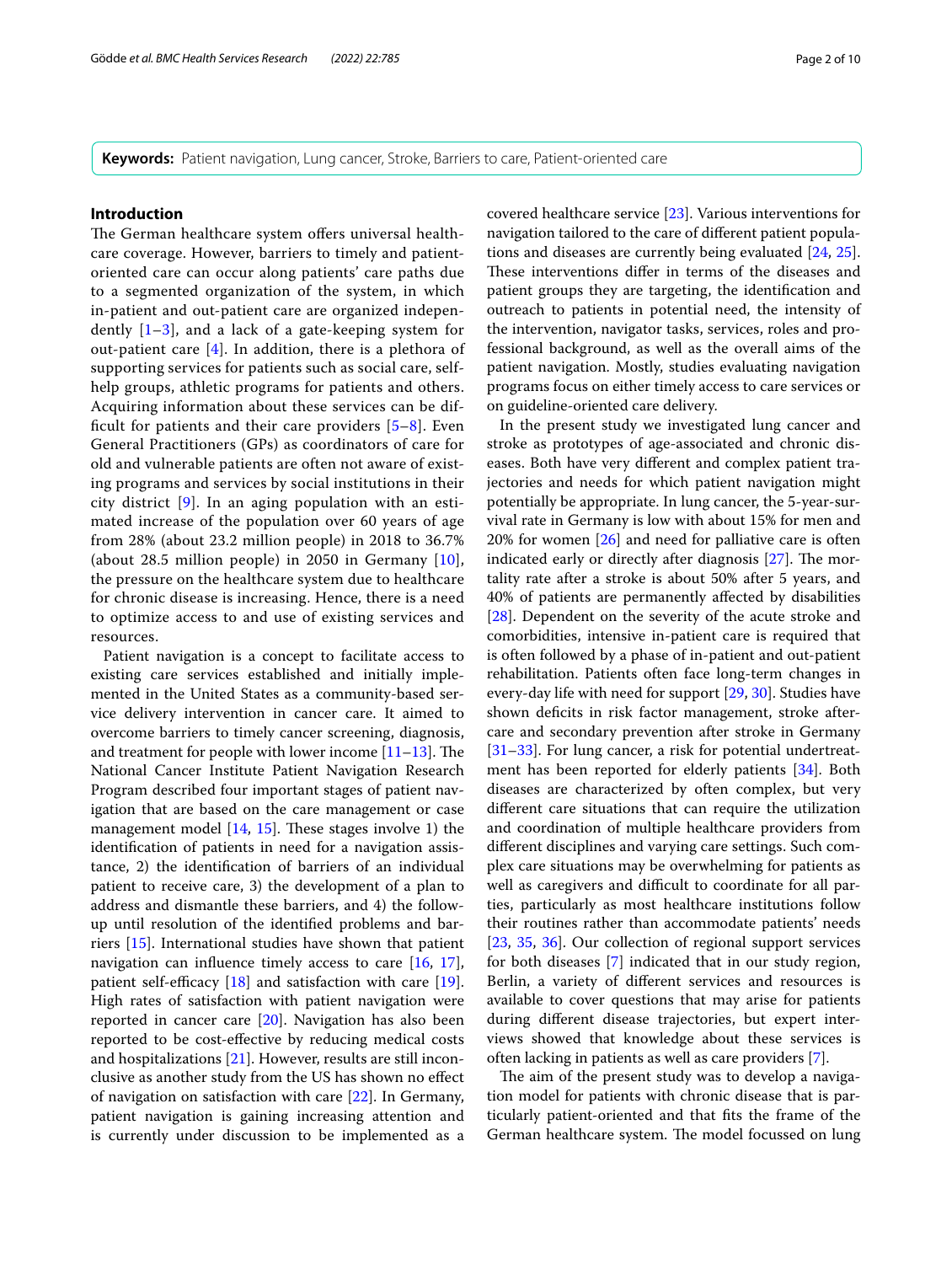**Keywords:** Patient navigation, Lung cancer, Stroke, Barriers to care, Patient-oriented care

## Introduction

The German healthcare system offers universal healthcare coverage. However, barriers to timely and patient-oriented care can occur along patients' care paths due to a segmented organization of the system, in which in-patient and out-patient care are organized independently [1–3], and a lack of a gate-keeping system for out-patient care [4]. In addition, there is a plethora of supporting services for patients such as social care, self-help groups, athletic programs for patients and others. Acquiring information about these services can be difficult for patients and their care providers [5–8]. Even General Practitioners (GPs) as coordinators of care for old and vulnerable patients are often not aware of existing programs and services by social institutions in their city district [9]. In an aging population with an estimated increase of the population over 60 years of age from 28% (about 23.2 million people) in 2018 to 36.7% (about 28.5 million people) in 2050 in Germany [10], the pressure on the healthcare system due to healthcare for chronic disease is increasing. Hence, there is a need to optimize access to and use of existing services and resources.

Patient navigation is a concept to facilitate access to existing care services established and initially implemented in the United States as a community-based service delivery intervention in cancer care. It aimed to overcome barriers to timely cancer screening, diagnosis, and treatment for people with lower income [11–13]. The National Cancer Institute Patient Navigation Research Program described four important stages of patient navigation that are based on the care management or case management model [14, 15]. These stages involve 1) the identification of patients in need for a navigation assistance, 2) the identification of barriers of an individual patient to receive care, 3) the development of a plan to address and dismantle these barriers, and 4) the follow-up until resolution of the identified problems and barriers [15]. International studies have shown that patient navigation can influence timely access to care [16, 17], patient self-efficacy [18] and satisfaction with care [19]. High rates of satisfaction with patient navigation were reported in cancer care [20]. Navigation has also been reported to be cost-effective by reducing medical costs and hospitalizations [21]. However, results are still inconclusive as another study from the US has shown no effect of navigation on satisfaction with care [22]. In Germany, patient navigation is gaining increasing attention and is currently under discussion to be implemented as a covered healthcare service [23]. Various interventions for navigation tailored to the care of different patient populations and diseases are currently being evaluated [24, 25]. These interventions differ in terms of the diseases and patient groups they are targeting, the identification and outreach to patients in potential need, the intensity of the intervention, navigator tasks, services, roles and professional background, as well as the overall aims of the patient navigation. Mostly, studies evaluating navigation programs focus on either timely access to care services or on guideline-oriented care delivery.

In the present study we investigated lung cancer and stroke as prototypes of age-associated and chronic diseases. Both have very different and complex patient trajectories and needs for which patient navigation might potentially be appropriate. In lung cancer, the 5-year-survival rate in Germany is low with about 15% for men and 20% for women [26] and need for palliative care is often indicated early or directly after diagnosis [27]. The mortality rate after a stroke is about 50% after 5 years, and 40% of patients are permanently affected by disabilities [28]. Dependent on the severity of the acute stroke and comorbidities, intensive in-patient care is required that is often followed by a phase of in-patient and out-patient rehabilitation. Patients often face long-term changes in every-day life with need for support [29, 30]. Studies have shown deficits in risk factor management, stroke aftercare and secondary prevention after stroke in Germany [31–33]. For lung cancer, a risk for potential undertreatment has been reported for elderly patients [34]. Both diseases are characterized by often complex, but very different care situations that can require the utilization and coordination of multiple healthcare providers from different disciplines and varying care settings. Such complex care situations may be overwhelming for patients as well as caregivers and difficult to coordinate for all parties, particularly as most healthcare institutions follow their routines rather than accommodate patients' needs [23, 35, 36]. Our collection of regional support services for both diseases [7] indicated that in our study region, Berlin, a variety of different services and resources is available to cover questions that may arise for patients during different disease trajectories, but expert interviews showed that knowledge about these services is often lacking in patients as well as care providers [7].

The aim of the present study was to develop a navigation model for patients with chronic disease that is particularly patient-oriented and that fits the frame of the German healthcare system. The model focussed on lung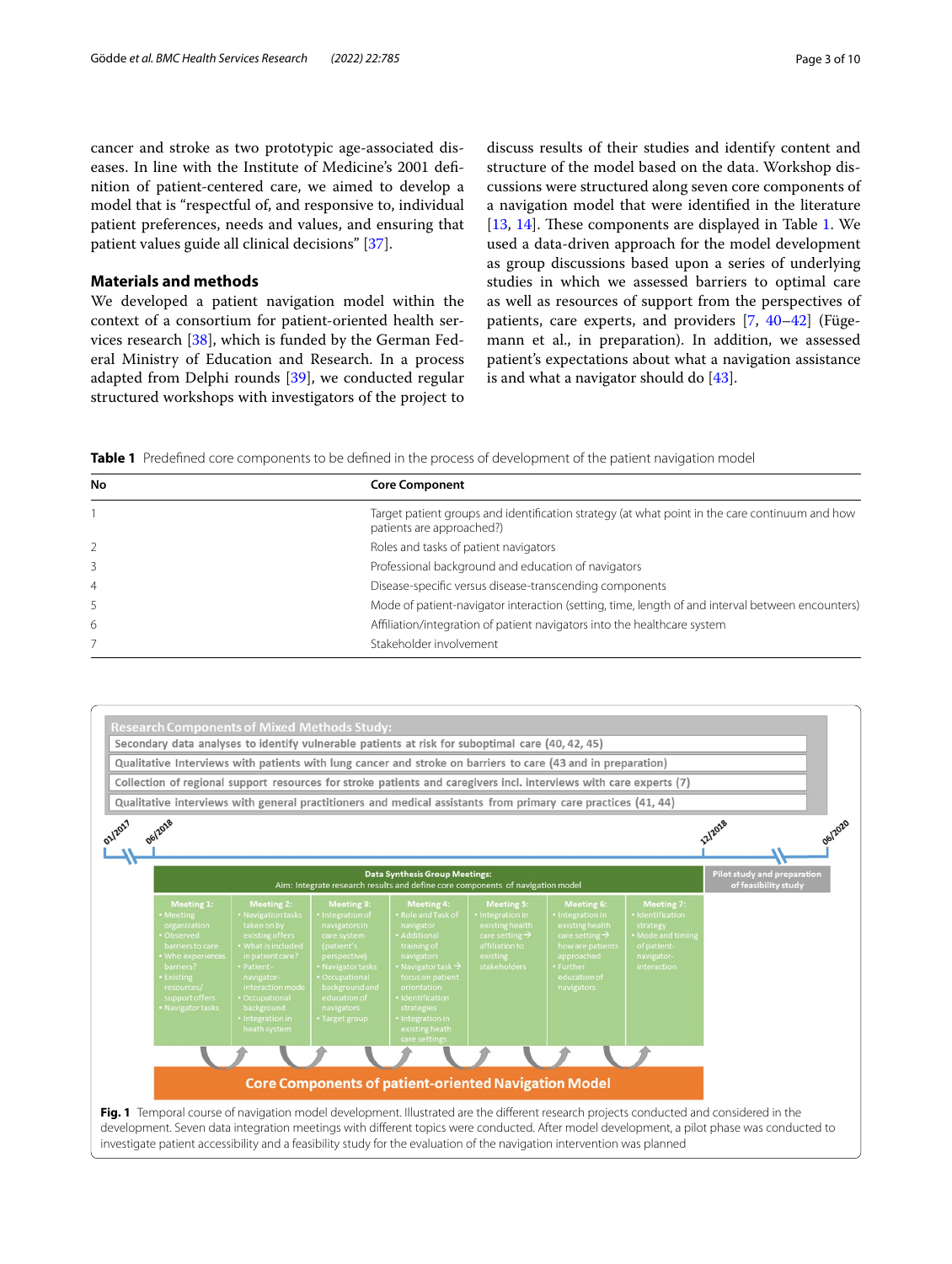cancer and stroke as two prototypic age-associated diseases. In line with the Institute of Medicine's 2001 definition of patient-centered care, we aimed to develop a model that is "respectful of, and responsive to, individual patient preferences, needs and values, and ensuring that patient values guide all clinical decisions" [37].

## Materials and methods

We developed a patient navigation model within the context of a consortium for patient-oriented health services research [38], which is funded by the German Federal Ministry of Education and Research. In a process adapted from Delphi rounds [39], we conducted regular structured workshops with investigators of the project to discuss results of their studies and identify content and structure of the model based on the data. Workshop discussions were structured along seven core components of a navigation model that were identified in the literature [13, 14]. These components are displayed in Table 1. We used a data-driven approach for the model development as group discussions based upon a series of underlying studies in which we assessed barriers to optimal care as well as resources of support from the perspectives of patients, care experts, and providers [7, 40–42] (Fügemann et al., in preparation). In addition, we assessed patient's expectations about what a navigation assistance is and what a navigator should do [43].

**Table 1** Predefined core components to be defined in the process of development of the patient navigation model

| No | Core Component |
| --- | --- |
| 1 | Target patient groups and identification strategy (at what point in the care continuum and how patients are approached?) |
| 2 | Roles and tasks of patient navigators |
| 3 | Professional background and education of navigators |
| 4 | Disease-specific versus disease-transcending components |
| 5 | Mode of patient-navigator interaction (setting, time, length of and interval between encounters) |
| 6 | Affiliation/integration of patient navigators into the healthcare system |
| 7 | Stakeholder involvement |

**Research Components of Mixed Methods Study:**
- Secondary data analyses to identify vulnerable patients at risk for suboptimal care (40, 42, 45)
- Qualitative Interviews with patients with lung cancer and stroke on barriers to care (43 and in preparation)
- Collection of regional support resources for stroke patients and caregivers incl. interviews with care experts (7)
- Qualitative interviews with general practitioners and medical assistants from primary care practices (41, 44)

01/2017 — 06/2018 — 12/2018 — 06/2020

**Data Synthesis Group Meetings:**
Aim: Integrate research results and define core components of navigation model

**Pilot study and preparation of feasibility study**

**Meeting 1:**
- Meeting organization
- Observed barriers to care
- Who experiences barriers?
- Existing resources/support offers
- Navigator tasks

**Meeting 2:**
- Navigation tasks taken on by existing offers
- What is included in patient care?
- Patient-navigator-interaction mode
- Occupational background
- Integration in heath system

**Meeting 3:**
- Integration of navigators in care system (patient's perspective)
- Navigator tasks
- Occupational background and education of navigators
- Target group

**Meeting 4:**
- Role and Task of navigator
- Additional training of navigators
- Navigator task → focus on patient orientation
- Identification strategies
- Integration in existing heath care settings

**Meeting 5:**
- Integration in existing health care setting → affiliation to existing stakeholders

**Meeting 6:**
- Integration in existing health care setting → how are patients approached
- Further education of navigators

**Meeting 7:**
- Identification strategy
- Mode and timing of patient-navigator-interaction

**Core Components of patient-oriented Navigation Model**

**Fig. 1** Temporal course of navigation model development. Illustrated are the different research projects conducted and considered in the development. Seven data integration meetings with different topics were conducted. After model development, a pilot phase was conducted to investigate patient accessibility and a feasibility study for the evaluation of the navigation intervention was planned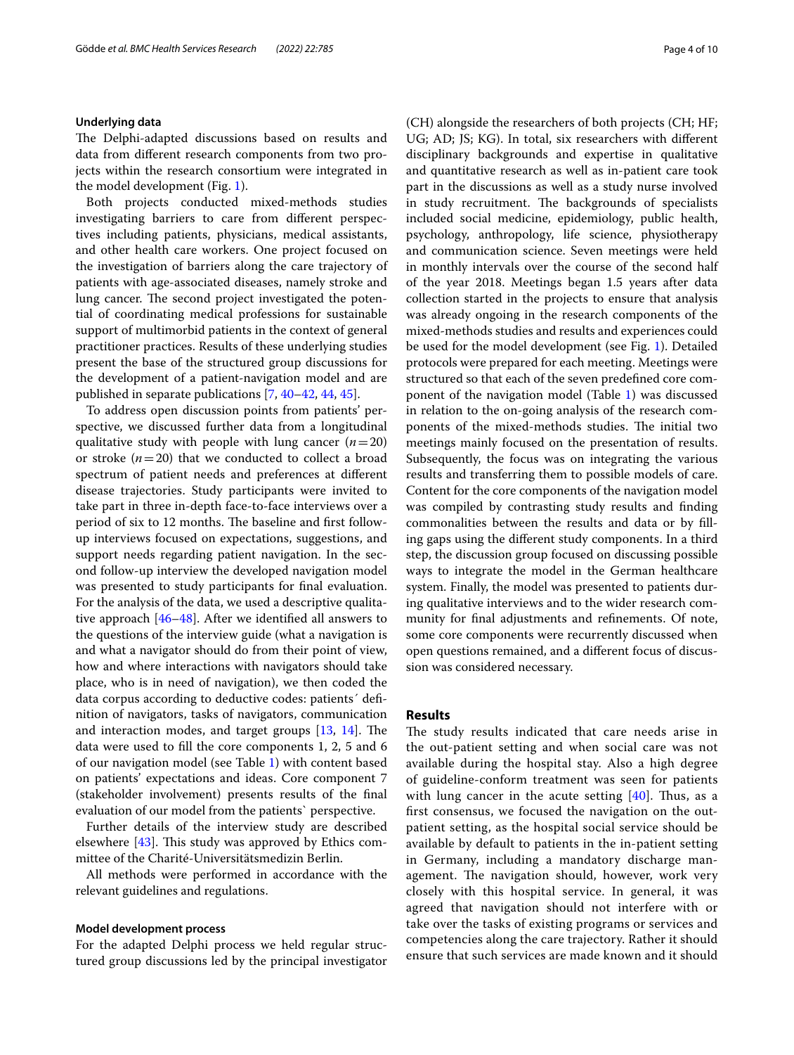### Underlying data

The Delphi-adapted discussions based on results and data from different research components from two projects within the research consortium were integrated in the model development (Fig. 1).

Both projects conducted mixed-methods studies investigating barriers to care from different perspectives including patients, physicians, medical assistants, and other health care workers. One project focused on the investigation of barriers along the care trajectory of patients with age-associated diseases, namely stroke and lung cancer. The second project investigated the potential of coordinating medical professions for sustainable support of multimorbid patients in the context of general practitioner practices. Results of these underlying studies present the base of the structured group discussions for the development of a patient-navigation model and are published in separate publications [7, 40–42, 44, 45].

To address open discussion points from patients' perspective, we discussed further data from a longitudinal qualitative study with people with lung cancer ($n=20$) or stroke ($n=20$) that we conducted to collect a broad spectrum of patient needs and preferences at different disease trajectories. Study participants were invited to take part in three in-depth face-to-face interviews over a period of six to 12 months. The baseline and first follow-up interviews focused on expectations, suggestions, and support needs regarding patient navigation. In the second follow-up interview the developed navigation model was presented to study participants for final evaluation. For the analysis of the data, we used a descriptive qualitative approach [46–48]. After we identified all answers to the questions of the interview guide (what a navigation is and what a navigator should do from their point of view, how and where interactions with navigators should take place, who is in need of navigation), we then coded the data corpus according to deductive codes: patients´ definition of navigators, tasks of navigators, communication and interaction modes, and target groups [13, 14]. The data were used to fill the core components 1, 2, 5 and 6 of our navigation model (see Table 1) with content based on patients' expectations and ideas. Core component 7 (stakeholder involvement) presents results of the final evaluation of our model from the patients` perspective.

Further details of the interview study are described elsewhere [43]. This study was approved by Ethics committee of the Charité-Universitätsmedizin Berlin.

All methods were performed in accordance with the relevant guidelines and regulations.

### Model development process

For the adapted Delphi process we held regular structured group discussions led by the principal investigator (CH) alongside the researchers of both projects (CH; HF; UG; AD; JS; KG). In total, six researchers with different disciplinary backgrounds and expertise in qualitative and quantitative research as well as in-patient care took part in the discussions as well as a study nurse involved in study recruitment. The backgrounds of specialists included social medicine, epidemiology, public health, psychology, anthropology, life science, physiotherapy and communication science. Seven meetings were held in monthly intervals over the course of the second half of the year 2018. Meetings began 1.5 years after data collection started in the projects to ensure that analysis was already ongoing in the research components of the mixed-methods studies and results and experiences could be used for the model development (see Fig. 1). Detailed protocols were prepared for each meeting. Meetings were structured so that each of the seven predefined core component of the navigation model (Table 1) was discussed in relation to the on-going analysis of the research components of the mixed-methods studies. The initial two meetings mainly focused on the presentation of results. Subsequently, the focus was on integrating the various results and transferring them to possible models of care. Content for the core components of the navigation model was compiled by contrasting study results and finding commonalities between the results and data or by filling gaps using the different study components. In a third step, the discussion group focused on discussing possible ways to integrate the model in the German healthcare system. Finally, the model was presented to patients during qualitative interviews and to the wider research community for final adjustments and refinements. Of note, some core components were recurrently discussed when open questions remained, and a different focus of discussion was considered necessary.

## Results

The study results indicated that care needs arise in the out-patient setting and when social care was not available during the hospital stay. Also a high degree of guideline-conform treatment was seen for patients with lung cancer in the acute setting [40]. Thus, as a first consensus, we focused the navigation on the outpatient setting, as the hospital social service should be available by default to patients in the in-patient setting in Germany, including a mandatory discharge management. The navigation should, however, work very closely with this hospital service. In general, it was agreed that navigation should not interfere with or take over the tasks of existing programs or services and competencies along the care trajectory. Rather it should ensure that such services are made known and it should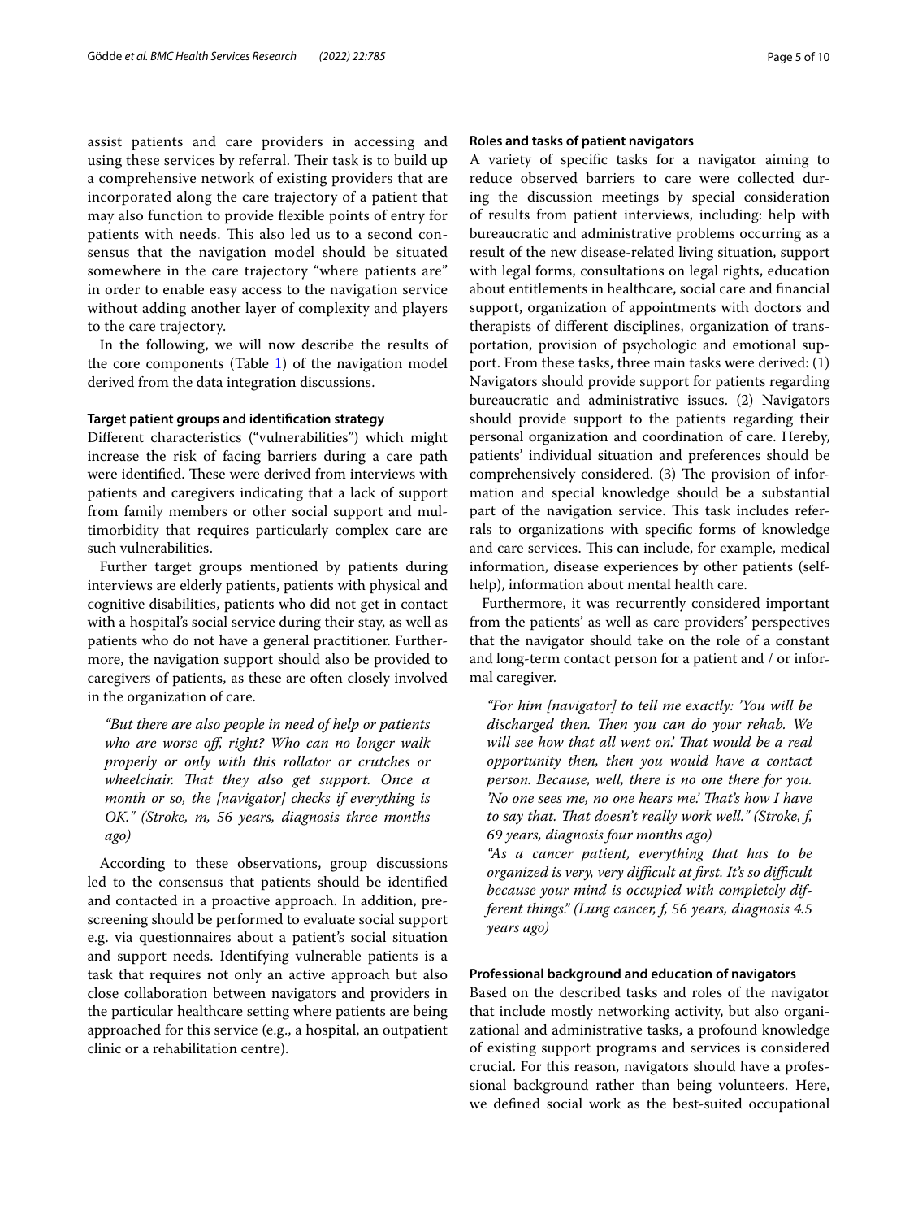assist patients and care providers in accessing and using these services by referral. Their task is to build up a comprehensive network of existing providers that are incorporated along the care trajectory of a patient that may also function to provide flexible points of entry for patients with needs. This also led us to a second consensus that the navigation model should be situated somewhere in the care trajectory "where patients are" in order to enable easy access to the navigation service without adding another layer of complexity and players to the care trajectory.

In the following, we will now describe the results of the core components (Table 1) of the navigation model derived from the data integration discussions.

### Target patient groups and identification strategy

Different characteristics ("vulnerabilities") which might increase the risk of facing barriers during a care path were identified. These were derived from interviews with patients and caregivers indicating that a lack of support from family members or other social support and multimorbidity that requires particularly complex care are such vulnerabilities.

Further target groups mentioned by patients during interviews are elderly patients, patients with physical and cognitive disabilities, patients who did not get in contact with a hospital's social service during their stay, as well as patients who do not have a general practitioner. Furthermore, the navigation support should also be provided to caregivers of patients, as these are often closely involved in the organization of care.

> *"But there are also people in need of help or patients who are worse off, right? Who can no longer walk properly or only with this rollator or crutches or wheelchair. That they also get support. Once a month or so, the [navigator] checks if everything is OK." (Stroke, m, 56 years, diagnosis three months ago)*

According to these observations, group discussions led to the consensus that patients should be identified and contacted in a proactive approach. In addition, prescreening should be performed to evaluate social support e.g. via questionnaires about a patient's social situation and support needs. Identifying vulnerable patients is a task that requires not only an active approach but also close collaboration between navigators and providers in the particular healthcare setting where patients are being approached for this service (e.g., a hospital, an outpatient clinic or a rehabilitation centre).

### Roles and tasks of patient navigators

A variety of specific tasks for a navigator aiming to reduce observed barriers to care were collected during the discussion meetings by special consideration of results from patient interviews, including: help with bureaucratic and administrative problems occurring as a result of the new disease-related living situation, support with legal forms, consultations on legal rights, education about entitlements in healthcare, social care and financial support, organization of appointments with doctors and therapists of different disciplines, organization of transportation, provision of psychologic and emotional support. From these tasks, three main tasks were derived: (1) Navigators should provide support for patients regarding bureaucratic and administrative issues. (2) Navigators should provide support to the patients regarding their personal organization and coordination of care. Hereby, patients' individual situation and preferences should be comprehensively considered. (3) The provision of information and special knowledge should be a substantial part of the navigation service. This task includes referrals to organizations with specific forms of knowledge and care services. This can include, for example, medical information, disease experiences by other patients (self-help), information about mental health care.

Furthermore, it was recurrently considered important from the patients' as well as care providers' perspectives that the navigator should take on the role of a constant and long-term contact person for a patient and / or informal caregiver.

> *"For him [navigator] to tell me exactly: 'You will be discharged then. Then you can do your rehab. We will see how that all went on.' That would be a real opportunity then, then you would have a contact person. Because, well, there is no one there for you. 'No one sees me, no one hears me.' That's how I have to say that. That doesn't really work well." (Stroke, f, 69 years, diagnosis four months ago)*
>
> *"As a cancer patient, everything that has to be organized is very, very difficult at first. It's so difficult because your mind is occupied with completely different things." (Lung cancer, f, 56 years, diagnosis 4.5 years ago)*

### Professional background and education of navigators

Based on the described tasks and roles of the navigator that include mostly networking activity, but also organizational and administrative tasks, a profound knowledge of existing support programs and services is considered crucial. For this reason, navigators should have a professional background rather than being volunteers. Here, we defined social work as the best-suited occupational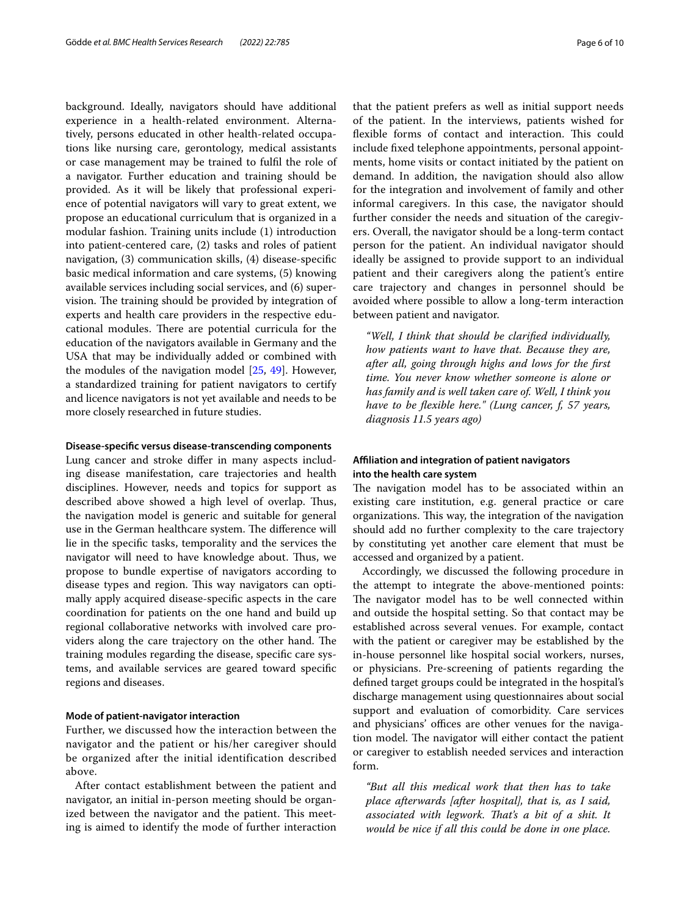background. Ideally, navigators should have additional experience in a health-related environment. Alternatively, persons educated in other health-related occupations like nursing care, gerontology, medical assistants or case management may be trained to fulfil the role of a navigator. Further education and training should be provided. As it will be likely that professional experience of potential navigators will vary to great extent, we propose an educational curriculum that is organized in a modular fashion. Training units include (1) introduction into patient-centered care, (2) tasks and roles of patient navigation, (3) communication skills, (4) disease-specific basic medical information and care systems, (5) knowing available services including social services, and (6) supervision. The training should be provided by integration of experts and health care providers in the respective educational modules. There are potential curricula for the education of the navigators available in Germany and the USA that may be individually added or combined with the modules of the navigation model [25, 49]. However, a standardized training for patient navigators to certify and licence navigators is not yet available and needs to be more closely researched in future studies.

#### Disease-specific versus disease-transcending components

Lung cancer and stroke differ in many aspects including disease manifestation, care trajectories and health disciplines. However, needs and topics for support as described above showed a high level of overlap. Thus, the navigation model is generic and suitable for general use in the German healthcare system. The difference will lie in the specific tasks, temporality and the services the navigator will need to have knowledge about. Thus, we propose to bundle expertise of navigators according to disease types and region. This way navigators can optimally apply acquired disease-specific aspects in the care coordination for patients on the one hand and build up regional collaborative networks with involved care providers along the care trajectory on the other hand. The training modules regarding the disease, specific care systems, and available services are geared toward specific regions and diseases.

#### Mode of patient-navigator interaction

Further, we discussed how the interaction between the navigator and the patient or his/her caregiver should be organized after the initial identification described above.

After contact establishment between the patient and navigator, an initial in-person meeting should be organized between the navigator and the patient. This meeting is aimed to identify the mode of further interaction that the patient prefers as well as initial support needs of the patient. In the interviews, patients wished for flexible forms of contact and interaction. This could include fixed telephone appointments, personal appointments, home visits or contact initiated by the patient on demand. In addition, the navigation should also allow for the integration and involvement of family and other informal caregivers. In this case, the navigator should further consider the needs and situation of the caregivers. Overall, the navigator should be a long-term contact person for the patient. An individual navigator should ideally be assigned to provide support to an individual patient and their caregivers along the patient's entire care trajectory and changes in personnel should be avoided where possible to allow a long-term interaction between patient and navigator.

> *"Well, I think that should be clarified individually, how patients want to have that. Because they are, after all, going through highs and lows for the first time. You never know whether someone is alone or has family and is well taken care of. Well, I think you have to be flexible here." (Lung cancer, f, 57 years, diagnosis 11.5 years ago)*

#### Affiliation and integration of patient navigators into the health care system

The navigation model has to be associated within an existing care institution, e.g. general practice or care organizations. This way, the integration of the navigation should add no further complexity to the care trajectory by constituting yet another care element that must be accessed and organized by a patient.

Accordingly, we discussed the following procedure in the attempt to integrate the above-mentioned points: The navigator model has to be well connected within and outside the hospital setting. So that contact may be established across several venues. For example, contact with the patient or caregiver may be established by the in-house personnel like hospital social workers, nurses, or physicians. Pre-screening of patients regarding the defined target groups could be integrated in the hospital's discharge management using questionnaires about social support and evaluation of comorbidity. Care services and physicians' offices are other venues for the navigation model. The navigator will either contact the patient or caregiver to establish needed services and interaction form.

> *"But all this medical work that then has to take place afterwards [after hospital], that is, as I said, associated with legwork. That's a bit of a shit. It would be nice if all this could be done in one place.*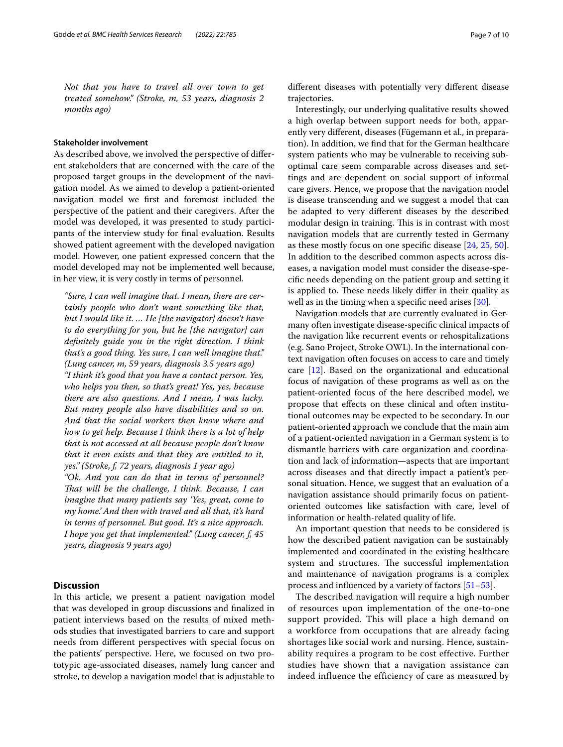*Not that you have to travel all over town to get treated somehow." (Stroke, m, 53 years, diagnosis 2 months ago)*

### Stakeholder involvement

As described above, we involved the perspective of different stakeholders that are concerned with the care of the proposed target groups in the development of the navigation model. As we aimed to develop a patient-oriented navigation model we first and foremost included the perspective of the patient and their caregivers. After the model was developed, it was presented to study participants of the interview study for final evaluation. Results showed patient agreement with the developed navigation model. However, one patient expressed concern that the model developed may not be implemented well because, in her view, it is very costly in terms of personnel.

*"Sure, I can well imagine that. I mean, there are certainly people who don't want something like that, but I would like it. ... He [the navigator] doesn't have to do everything for you, but he [the navigator] can definitely guide you in the right direction. I think that's a good thing. Yes sure, I can well imagine that." (Lung cancer, m, 59 years, diagnosis 3.5 years ago)*

*"I think it's good that you have a contact person. Yes, who helps you then, so that's great! Yes, yes, because there are also questions. And I mean, I was lucky. But many people also have disabilities and so on. And that the social workers then know where and how to get help. Because I think there is a lot of help that is not accessed at all because people don't know that it even exists and that they are entitled to it, yes." (Stroke, f, 72 years, diagnosis 1 year ago)*

*"Ok. And you can do that in terms of personnel? That will be the challenge, I think. Because, I can imagine that many patients say 'Yes, great, come to my home.' And then with travel and all that, it's hard in terms of personnel. But good. It's a nice approach. I hope you get that implemented." (Lung cancer, f, 45 years, diagnosis 9 years ago)*

## Discussion

In this article, we present a patient navigation model that was developed in group discussions and finalized in patient interviews based on the results of mixed methods studies that investigated barriers to care and support needs from different perspectives with special focus on the patients' perspective. Here, we focused on two prototypic age-associated diseases, namely lung cancer and stroke, to develop a navigation model that is adjustable to different diseases with potentially very different disease trajectories.

Interestingly, our underlying qualitative results showed a high overlap between support needs for both, apparently very different, diseases (Fügemann et al., in preparation). In addition, we find that for the German healthcare system patients who may be vulnerable to receiving suboptimal care seem comparable across diseases and settings and are dependent on social support of informal care givers. Hence, we propose that the navigation model is disease transcending and we suggest a model that can be adapted to very different diseases by the described modular design in training. This is in contrast with most navigation models that are currently tested in Germany as these mostly focus on one specific disease [24, 25, 50]. In addition to the described common aspects across diseases, a navigation model must consider the disease-specific needs depending on the patient group and setting it is applied to. These needs likely differ in their quality as well as in the timing when a specific need arises [30].

Navigation models that are currently evaluated in Germany often investigate disease-specific clinical impacts of the navigation like recurrent events or rehospitalizations (e.g. Sano Project, Stroke OWL). In the international context navigation often focuses on access to care and timely care [12]. Based on the organizational and educational focus of navigation of these programs as well as on the patient-oriented focus of the here described model, we propose that effects on these clinical and often institutional outcomes may be expected to be secondary. In our patient-oriented approach we conclude that the main aim of a patient-oriented navigation in a German system is to dismantle barriers with care organization and coordination and lack of information—aspects that are important across diseases and that directly impact a patient's personal situation. Hence, we suggest that an evaluation of a navigation assistance should primarily focus on patient-oriented outcomes like satisfaction with care, level of information or health-related quality of life.

An important question that needs to be considered is how the described patient navigation can be sustainably implemented and coordinated in the existing healthcare system and structures. The successful implementation and maintenance of navigation programs is a complex process and influenced by a variety of factors [51–53].

The described navigation will require a high number of resources upon implementation of the one-to-one support provided. This will place a high demand on a workforce from occupations that are already facing shortages like social work and nursing. Hence, sustainability requires a program to be cost effective. Further studies have shown that a navigation assistance can indeed influence the efficiency of care as measured by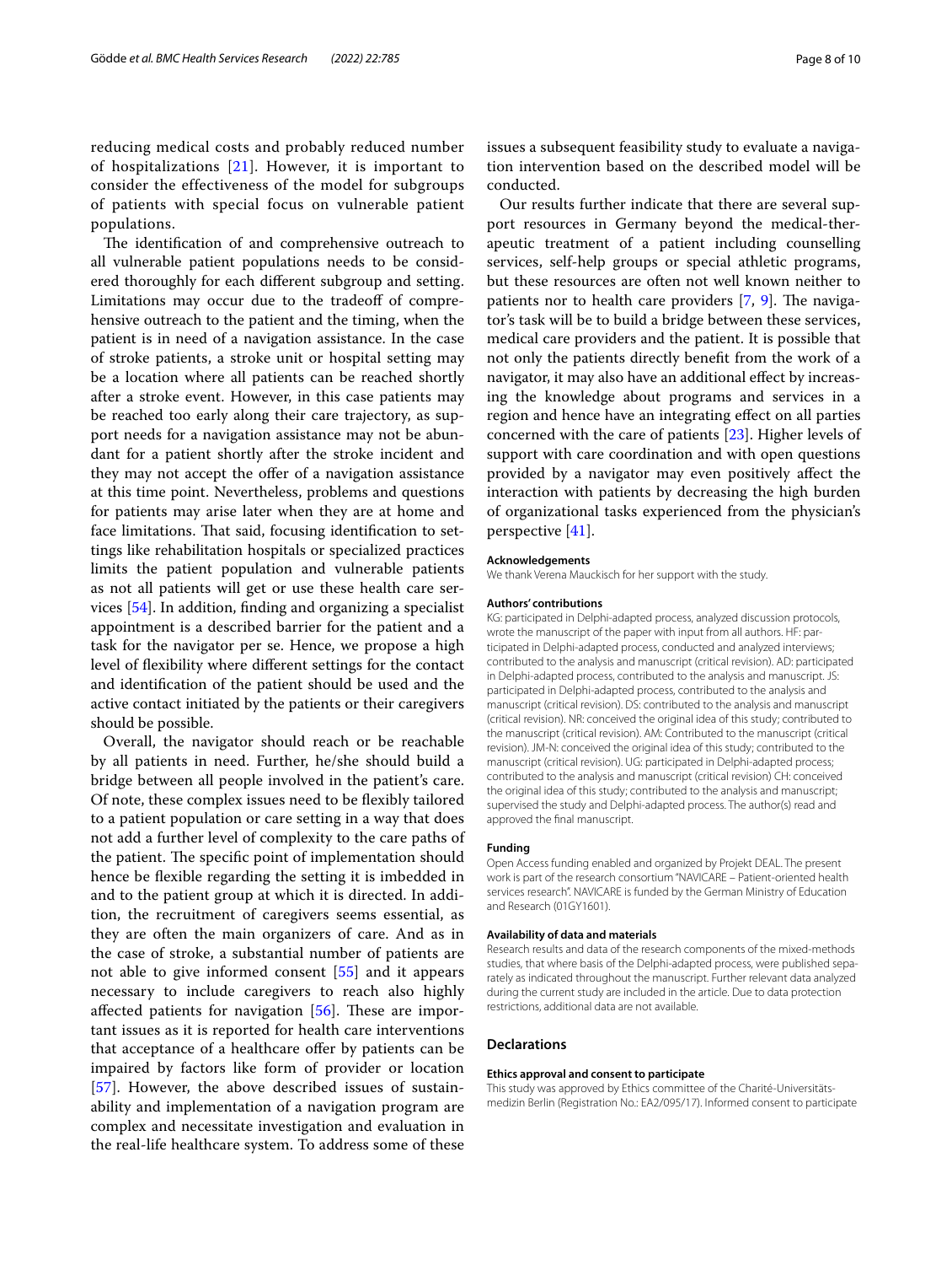reducing medical costs and probably reduced number of hospitalizations [21]. However, it is important to consider the effectiveness of the model for subgroups of patients with special focus on vulnerable patient populations.

The identification of and comprehensive outreach to all vulnerable patient populations needs to be considered thoroughly for each different subgroup and setting. Limitations may occur due to the tradeoff of comprehensive outreach to the patient and the timing, when the patient is in need of a navigation assistance. In the case of stroke patients, a stroke unit or hospital setting may be a location where all patients can be reached shortly after a stroke event. However, in this case patients may be reached too early along their care trajectory, as support needs for a navigation assistance may not be abundant for a patient shortly after the stroke incident and they may not accept the offer of a navigation assistance at this time point. Nevertheless, problems and questions for patients may arise later when they are at home and face limitations. That said, focusing identification to settings like rehabilitation hospitals or specialized practices limits the patient population and vulnerable patients as not all patients will get or use these health care services [54]. In addition, finding and organizing a specialist appointment is a described barrier for the patient and a task for the navigator per se. Hence, we propose a high level of flexibility where different settings for the contact and identification of the patient should be used and the active contact initiated by the patients or their caregivers should be possible.

Overall, the navigator should reach or be reachable by all patients in need. Further, he/she should build a bridge between all people involved in the patient's care. Of note, these complex issues need to be flexibly tailored to a patient population or care setting in a way that does not add a further level of complexity to the care paths of the patient. The specific point of implementation should hence be flexible regarding the setting it is imbedded in and to the patient group at which it is directed. In addition, the recruitment of caregivers seems essential, as they are often the main organizers of care. And as in the case of stroke, a substantial number of patients are not able to give informed consent [55] and it appears necessary to include caregivers to reach also highly affected patients for navigation [56]. These are important issues as it is reported for health care interventions that acceptance of a healthcare offer by patients can be impaired by factors like form of provider or location [57]. However, the above described issues of sustainability and implementation of a navigation program are complex and necessitate investigation and evaluation in the real-life healthcare system. To address some of these issues a subsequent feasibility study to evaluate a navigation intervention based on the described model will be conducted.

Our results further indicate that there are several support resources in Germany beyond the medical-therapeutic treatment of a patient including counselling services, self-help groups or special athletic programs, but these resources are often not well known neither to patients nor to health care providers [7, 9]. The navigator's task will be to build a bridge between these services, medical care providers and the patient. It is possible that not only the patients directly benefit from the work of a navigator, it may also have an additional effect by increasing the knowledge about programs and services in a region and hence have an integrating effect on all parties concerned with the care of patients [23]. Higher levels of support with care coordination and with open questions provided by a navigator may even positively affect the interaction with patients by decreasing the high burden of organizational tasks experienced from the physician's perspective [41].

#### Acknowledgements

We thank Verena Mauckisch for her support with the study.

#### Authors' contributions

KG: participated in Delphi-adapted process, analyzed discussion protocols, wrote the manuscript of the paper with input from all authors. HF: participated in Delphi-adapted process, conducted and analyzed interviews; contributed to the analysis and manuscript (critical revision). AD: participated in Delphi-adapted process, contributed to the analysis and manuscript. JS: participated in Delphi-adapted process, contributed to the analysis and manuscript (critical revision). DS: contributed to the analysis and manuscript (critical revision). NR: conceived the original idea of this study; contributed to the manuscript (critical revision). AM: Contributed to the manuscript (critical revision). JM-N: conceived the original idea of this study; contributed to the manuscript (critical revision). UG: participated in Delphi-adapted process; contributed to the analysis and manuscript (critical revision) CH: conceived the original idea of this study; contributed to the analysis and manuscript; supervised the study and Delphi-adapted process. The author(s) read and approved the final manuscript.

#### Funding

Open Access funding enabled and organized by Projekt DEAL. The present work is part of the research consortium "NAVICARE – Patient-oriented health services research". NAVICARE is funded by the German Ministry of Education and Research (01GY1601).

#### Availability of data and materials

Research results and data of the research components of the mixed-methods studies, that where basis of the Delphi-adapted process, were published separately as indicated throughout the manuscript. Further relevant data analyzed during the current study are included in the article. Due to data protection restrictions, additional data are not available.

## Declarations

#### Ethics approval and consent to participate

This study was approved by Ethics committee of the Charité-Universitätsmedizin Berlin (Registration No.: EA2/095/17). Informed consent to participate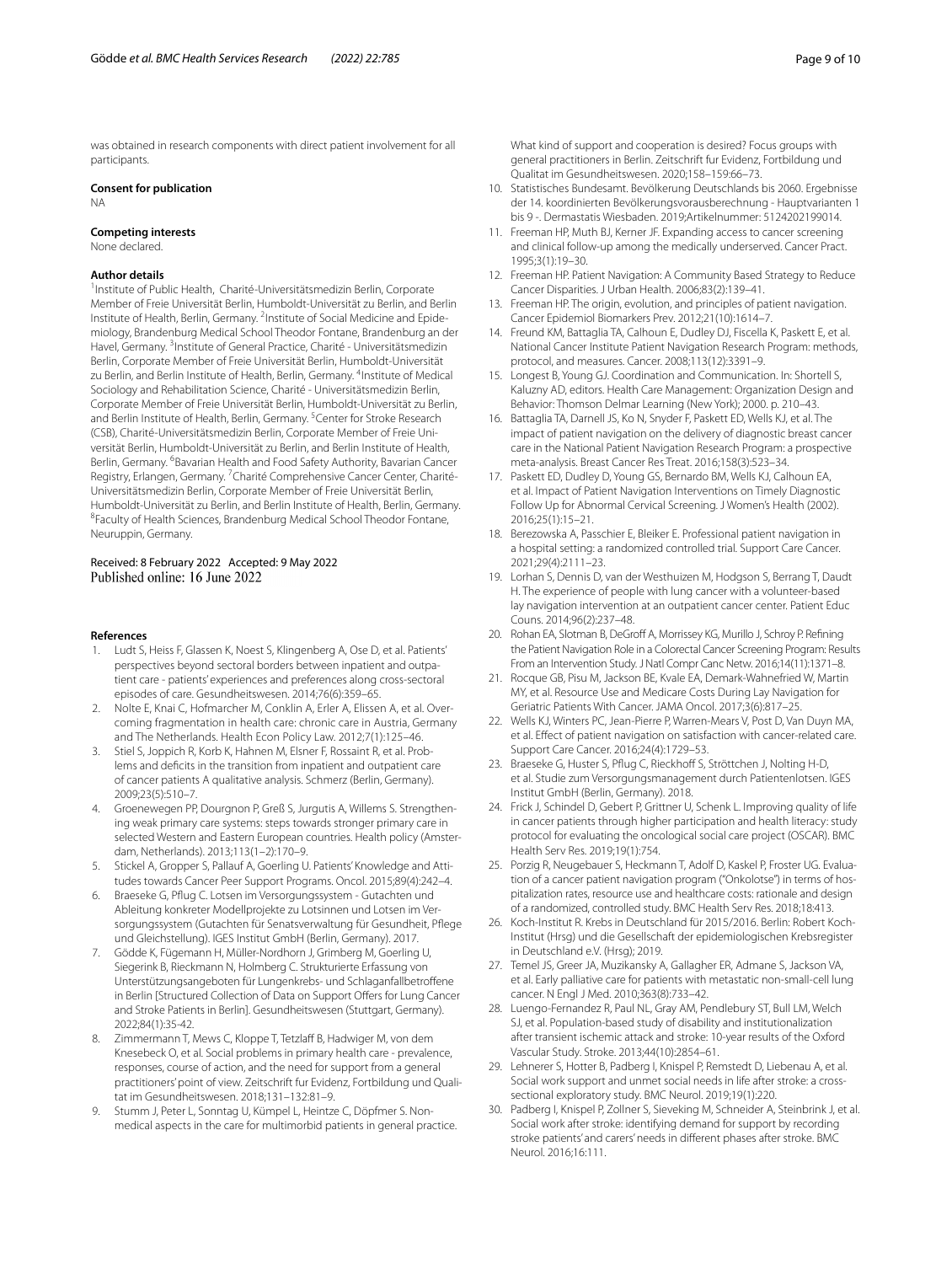was obtained in research components with direct patient involvement for all participants.

### Consent for publication

NA

### Competing interests

None declared.

### Author details

[1] Institute of Public Health, Charité-Universitätsmedizin Berlin, Corporate Member of Freie Universität Berlin, Humboldt-Universität zu Berlin, and Berlin Institute of Health, Berlin, Germany. [2] Institute of Social Medicine and Epidemiology, Brandenburg Medical School Theodor Fontane, Brandenburg an der Havel, Germany. [3] Institute of General Practice, Charité - Universitätsmedizin Berlin, Corporate Member of Freie Universität Berlin, Humboldt-Universität zu Berlin, and Berlin Institute of Health, Berlin, Germany. [4] Institute of Medical Sociology and Rehabilitation Science, Charité - Universitätsmedizin Berlin, Corporate Member of Freie Universität Berlin, Humboldt-Universität zu Berlin, and Berlin Institute of Health, Berlin, Germany. [5] Center for Stroke Research (CSB), Charité-Universitätsmedizin Berlin, Corporate Member of Freie Universität Berlin, Humboldt-Universität zu Berlin, and Berlin Institute of Health, Berlin, Germany. [6] Bavarian Health and Food Safety Authority, Bavarian Cancer Registry, Erlangen, Germany. [7] Charité Comprehensive Cancer Center, Charité-Universitätsmedizin Berlin, Corporate Member of Freie Universität Berlin, Humboldt-Universität zu Berlin, and Berlin Institute of Health, Berlin, Germany. [8] Faculty of Health Sciences, Brandenburg Medical School Theodor Fontane, Neuruppin, Germany.

Received: 8 February 2022 Accepted: 9 May 2022
Published online: 16 June 2022

### References

1. Ludt S, Heiss F, Glassen K, Noest S, Klingenberg A, Ose D, et al. Patients' perspectives beyond sectoral borders between inpatient and outpatient care - patients' experiences and preferences along cross-sectoral episodes of care. Gesundheitswesen. 2014;76(6):359–65.
2. Nolte E, Knai C, Hofmarcher M, Conklin A, Erler A, Elissen A, et al. Overcoming fragmentation in health care: chronic care in Austria, Germany and The Netherlands. Health Econ Policy Law. 2012;7(1):125–46.
3. Stiel S, Joppich R, Korb K, Hahnen M, Elsner F, Rossaint R, et al. Problems and deficits in the transition from inpatient and outpatient care of cancer patients A qualitative analysis. Schmerz (Berlin, Germany). 2009;23(5):510–7.
4. Groenewegen PP, Dourgnon P, Greß S, Jurgutis A, Willems S. Strengthening weak primary care systems: steps towards stronger primary care in selected Western and Eastern European countries. Health policy (Amsterdam, Netherlands). 2013;113(1–2):170–9.
5. Stickel A, Gropper S, Pallauf A, Goerling U. Patients' Knowledge and Attitudes towards Cancer Peer Support Programs. Oncol. 2015;89(4):242–4.
6. Braeseke G, Pflug C. Lotsen im Versorgungssystem - Gutachten und Ableitung konkreter Modellprojekte zu Lotsinnen und Lotsen im Versorgungssystem (Gutachten für Senatsverwaltung für Gesundheit, Pflege und Gleichstellung). IGES Institut GmbH (Berlin, Germany). 2017.
7. Gödde K, Fügemann H, Müller-Nordhorn J, Grimberg M, Goerling U, Siegerink B, Rieckmann N, Holmberg C. Strukturierte Erfassung von Unterstützungsangeboten für Lungenkrebs- und Schlaganfallbetroffene in Berlin [Structured Collection of Data on Support Offers for Lung Cancer and Stroke Patients in Berlin]. Gesundheitswesen (Stuttgart, Germany). 2022;84(1):35-42.
8. Zimmermann T, Mews C, Kloppe T, Tetzlaff B, Hadwiger M, von dem Knesebeck O, et al. Social problems in primary health care - prevalence, responses, course of action, and the need for support from a general practitioners' point of view. Zeitschrift fur Evidenz, Fortbildung und Qualitat im Gesundheitswesen. 2018;131–132:81–9.
9. Stumm J, Peter L, Sonntag U, Kümpel L, Heintze C, Döpfmer S. Non-medical aspects in the care for multimorbid patients in general practice. What kind of support and cooperation is desired? Focus groups with general practitioners in Berlin. Zeitschrift fur Evidenz, Fortbildung und Qualitat im Gesundheitswesen. 2020;158–159:66–73.
10. Statistisches Bundesamt. Bevölkerung Deutschlands bis 2060. Ergebnisse der 14. koordinierten Bevölkerungsvorausberechnung - Hauptvarianten 1 bis 9 -. Dermastatis Wiesbaden. 2019;Artikelnummer: 5124202199014.
11. Freeman HP, Muth BJ, Kerner JF. Expanding access to cancer screening and clinical follow-up among the medically underserved. Cancer Pract. 1995;3(1):19–30.
12. Freeman HP. Patient Navigation: A Community Based Strategy to Reduce Cancer Disparities. J Urban Health. 2006;83(2):139–41.
13. Freeman HP. The origin, evolution, and principles of patient navigation. Cancer Epidemiol Biomarkers Prev. 2012;21(10):1614–7.
14. Freund KM, Battaglia TA, Calhoun E, Dudley DJ, Fiscella K, Paskett E, et al. National Cancer Institute Patient Navigation Research Program: methods, protocol, and measures. Cancer. 2008;113(12):3391–9.
15. Longest B, Young GJ. Coordination and Communication. In: Shortell S, Kaluzny AD, editors. Health Care Management: Organization Design and Behavior: Thomson Delmar Learning (New York); 2000. p. 210–43.
16. Battaglia TA, Darnell JS, Ko N, Snyder F, Paskett ED, Wells KJ, et al. The impact of patient navigation on the delivery of diagnostic breast cancer care in the National Patient Navigation Research Program: a prospective meta-analysis. Breast Cancer Res Treat. 2016;158(3):523–34.
17. Paskett ED, Dudley D, Young GS, Bernardo BM, Wells KJ, Calhoun EA, et al. Impact of Patient Navigation Interventions on Timely Diagnostic Follow Up for Abnormal Cervical Screening. J Women's Health (2002). 2016;25(1):15–21.
18. Berezowska A, Passchier E, Bleiker E. Professional patient navigation in a hospital setting: a randomized controlled trial. Support Care Cancer. 2021;29(4):2111–23.
19. Lorhan S, Dennis D, van der Westhuizen M, Hodgson S, Berrang T, Daudt H. The experience of people with lung cancer with a volunteer-based lay navigation intervention at an outpatient cancer center. Patient Educ Couns. 2014;96(2):237–48.
20. Rohan EA, Slotman B, DeGroff A, Morrissey KG, Murillo J, Schroy P. Refining the Patient Navigation Role in a Colorectal Cancer Screening Program: Results From an Intervention Study. J Natl Compr Canc Netw. 2016;14(11):1371–8.
21. Rocque GB, Pisu M, Jackson BE, Kvale EA, Demark-Wahnefried W, Martin MY, et al. Resource Use and Medicare Costs During Lay Navigation for Geriatric Patients With Cancer. JAMA Oncol. 2017;3(6):817–25.
22. Wells KJ, Winters PC, Jean-Pierre P, Warren-Mears V, Post D, Van Duyn MA, et al. Effect of patient navigation on satisfaction with cancer-related care. Support Care Cancer. 2016;24(4):1729–53.
23. Braeseke G, Huster S, Pflug C, Rieckhoff S, Ströttchen J, Nolting H-D, et al. Studie zum Versorgungsmanagement durch Patientenlotsen. IGES Institut GmbH (Berlin, Germany). 2018.
24. Frick J, Schindel D, Gebert P, Grittner U, Schenk L. Improving quality of life in cancer patients through higher participation and health literacy: study protocol for evaluating the oncological social care project (OSCAR). BMC Health Serv Res. 2019;19(1):754.
25. Porzig R, Neugebauer S, Heckmann T, Adolf D, Kaskel P, Froster UG. Evaluation of a cancer patient navigation program ("Onkolotse") in terms of hospitalization rates, resource use and healthcare costs: rationale and design of a randomized, controlled study. BMC Health Serv Res. 2018;18:413.
26. Koch-Institut R. Krebs in Deutschland für 2015/2016. Berlin: Robert Koch-Institut (Hrsg) und die Gesellschaft der epidemiologischen Krebsregister in Deutschland e.V. (Hrsg); 2019.
27. Temel JS, Greer JA, Muzikansky A, Gallagher ER, Admane S, Jackson VA, et al. Early palliative care for patients with metastatic non-small-cell lung cancer. N Engl J Med. 2010;363(8):733–42.
28. Luengo-Fernandez R, Paul NL, Gray AM, Pendlebury ST, Bull LM, Welch SJ, et al. Population-based study of disability and institutionalization after transient ischemic attack and stroke: 10-year results of the Oxford Vascular Study. Stroke. 2013;44(10):2854–61.
29. Lehnerer S, Hotter B, Padberg I, Knispel P, Remstedt D, Liebenau A, et al. Social work support and unmet social needs in life after stroke: a cross-sectional exploratory study. BMC Neurol. 2019;19(1):220.
30. Padberg I, Knispel P, Zollner S, Sieveking M, Schneider A, Steinbrink J, et al. Social work after stroke: identifying demand for support by recording stroke patients' and carers' needs in different phases after stroke. BMC Neurol. 2016;16:111.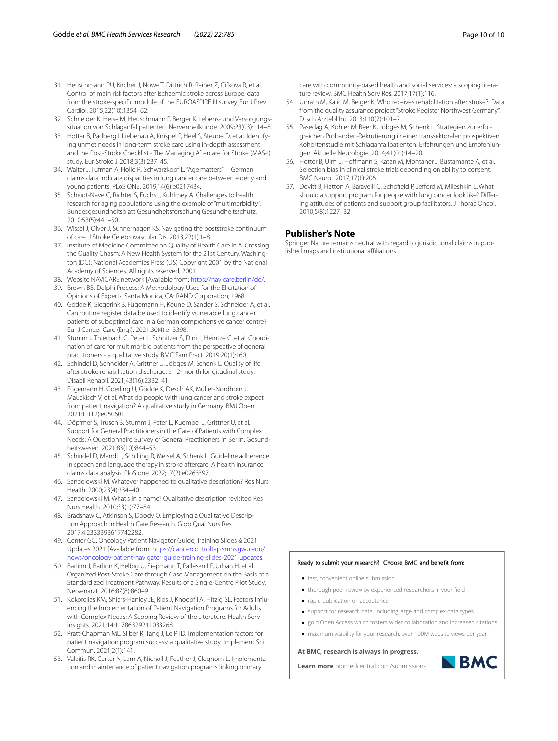31. Heuschmann PU, Kircher J, Nowe T, Dittrich R, Reiner Z, Cifkova R, et al. Control of main risk factors after ischaemic stroke across Europe: data from the stroke-specific module of the EUROASPIRE III survey. Eur J Prev Cardiol. 2015;22(10):1354–62.
32. Schneider K, Heise M, Heuschmann P, Berger K. Lebens- und Versorgungssituation von Schlaganfallpatienten. Nervenheilkunde. 2009;28(03):114–8.
33. Hotter B, Padberg I, Liebenau A, Knispel P, Heel S, Steube D, et al. Identifying unmet needs in long-term stroke care using in-depth assessment and the Post-Stroke Checklist - The Managing Aftercare for Stroke (MAS-I) study. Eur Stroke J. 2018;3(3):237–45.
34. Walter J, Tufman A, Holle R, Schwarzkopf L. "Age matters"—German claims data indicate disparities in lung cancer care between elderly and young patients. PLoS ONE. 2019;14(6):e0217434.
35. Scheidt-Nave C, Richter S, Fuchs J, Kuhlmey A. Challenges to health research for aging populations using the example of "multimorbidity". Bundesgesundheitsblatt Gesundheitsforschung Gesundheitsschutz. 2010;53(5):441–50.
36. Wissel J, Olver J, Sunnerhagen KS. Navigating the poststroke continuum of care. J Stroke Cerebrovascular Dis. 2013;22(1):1–8.
37. Institute of Medicine Committee on Quality of Health Care in A. Crossing the Quality Chasm: A New Health System for the 21st Century. Washington (DC): National Academies Press (US) Copyright 2001 by the National Academy of Sciences. All rights reserved; 2001.
38. Website NAVICARE network [Available from: https://navicare.berlin/de/.
39. Brown BB. Delphi Process: A Methodology Used for the Elicitation of Opinions of Experts. Santa Monica, CA: RAND Corporation; 1968.
40. Gödde K, Siegerink B, Fügemann H, Keune D, Sander S, Schneider A, et al. Can routine register data be used to identify vulnerable lung cancer patients of suboptimal care in a German comprehensive cancer centre? Eur J Cancer Care (Engl). 2021;30(4):e13398.
41. Stumm J, Thierbach C, Peter L, Schnitzer S, Dini L, Heintze C, et al. Coordination of care for multimorbid patients from the perspective of general practitioners - a qualitative study. BMC Fam Pract. 2019;20(1):160.
42. Schindel D, Schneider A, Grittner U, Jöbges M, Schenk L. Quality of life after stroke rehabilitation discharge: a 12-month longitudinal study. Disabil Rehabil. 2021;43(16):2332–41.
43. Fügemann H, Goerling U, Gödde K, Desch AK, Müller-Nordhorn J, Mauckisch V, et al. What do people with lung cancer and stroke expect from patient navigation? A qualitative study in Germany. BMJ Open. 2021;11(12):e050601.
44. Döpfmer S, Trusch B, Stumm J, Peter L, Kuempel L, Grittner U, et al. Support for General Practitioners in the Care of Patients with Complex Needs: A Questionnaire Survey of General Practitioners in Berlin. Gesundheitswesen. 2021;83(10):844–53.
45. Schindel D, Mandl L, Schilling R, Meisel A, Schenk L. Guideline adherence in speech and language therapy in stroke aftercare. A health insurance claims data analysis. PloS one. 2022;17(2):e0263397.
46. Sandelowski M. Whatever happened to qualitative description? Res Nurs Health. 2000;23(4):334–40.
47. Sandelowski M. What's in a name? Qualitative description revisited Res Nurs Health. 2010;33(1):77–84.
48. Bradshaw C, Atkinson S, Doody O. Employing a Qualitative Description Approach in Health Care Research. Glob Qual Nurs Res. 2017;4:2333393617742282.
49. Center GC. Oncology Patient Navigator Guide, Training Slides & 2021 Updates 2021 [Available from: https://cancercontroltap.smhs.gwu.edu/news/oncology-patient-navigator-guide-training-slides-2021-updates.
50. Barlinn J, Barlinn K, Helbig U, Siepmann T, Pallesen LP, Urban H, et al. Organized Post-Stroke Care through Case Management on the Basis of a Standardized Treatment Pathway: Results of a Single-Centre Pilot Study. Nervenarzt. 2016;87(8):860–9.
51. Kokorelias KM, Shiers-Hanley JE, Rios J, Knoepfli A, Hitzig SL. Factors Influencing the Implementation of Patient Navigation Programs for Adults with Complex Needs: A Scoping Review of the Literature. Health Serv Insights. 2021;14:11786329211033268.
52. Pratt-Chapman ML, Silber R, Tang J, Le PTD. Implementation factors for patient navigation program success: a qualitative study. Implement Sci Commun. 2021;2(1):141.
53. Valaitis RK, Carter N, Lam A, Nicholl J, Feather J, Cleghorn L. Implementation and maintenance of patient navigation programs linking primary care with community-based health and social services: a scoping literature review. BMC Health Serv Res. 2017;17(1):116.
54. Unrath M, Kalic M, Berger K. Who receives rehabilitation after stroke?: Data from the quality assurance project "Stroke Register Northwest Germany". Dtsch Arztebl Int. 2013;110(7):101–7.
55. Pasedag A, Kohler M, Beer K, Jöbges M, Schenk L. Strategien zur erfolgreichen Probanden-Rekrutierung in einer transsektoralen prospektiven Kohortenstudie mit Schlaganfallpatienten: Erfahrungen und Empfehlungen. Aktuelle Neurologie. 2014;41(01):14–20.
56. Hotter B, Ulm L, Hoffmann S, Katan M, Montaner J, Bustamante A, et al. Selection bias in clinical stroke trials depending on ability to consent. BMC Neurol. 2017;17(1):206.
57. Devitt B, Hatton A, Baravelli C, Schofield P, Jefford M, Mileshkin L. What should a support program for people with lung cancer look like? Differing attitudes of patients and support group facilitators. J Thorac Oncol. 2010;5(8):1227–32.

## Publisher's Note

Springer Nature remains neutral with regard to jurisdictional claims in published maps and institutional affiliations.

Ready to submit your research? Choose BMC and benefit from:

- fast, convenient online submission
- thorough peer review by experienced researchers in your field
- rapid publication on acceptance
- support for research data, including large and complex data types
- gold Open Access which fosters wider collaboration and increased citations
- maximum visibility for your research: over 100M website views per year

**At BMC, research is always in progress.**

**Learn more** biomedcentral.com/submissions

BMC